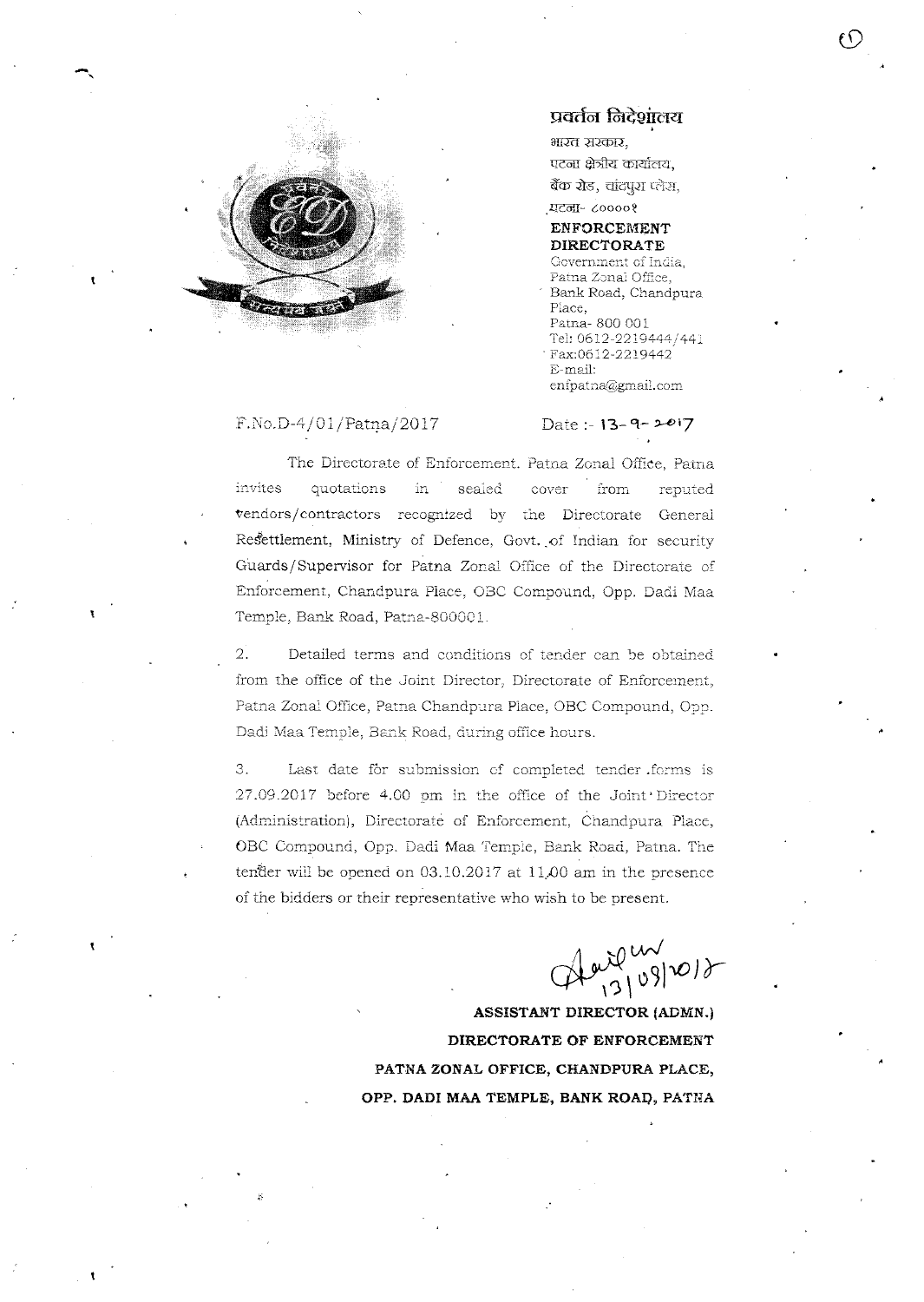प्रवर्तन निदेशालय
भारत सरकार,
पटना क्षेत्रीय कार्यालय,
बैंक रोड, चांदपुरा प्लेस,
पटना- ८००००१

**ENFORCEMENT DIRECTORATE**
Government of India,
Patna Zonal Office,
Bank Road, Chandpura Place,
Patna- 800 001
Tel: 0612-2219444/441
Fax:0612-2219442
E-mail: enfpatna@gmail.com

F.No.D-4/01/Patna/2017

Date :- 13-9-2017

The Directorate of Enforcement. Patna Zonal Office, Patna invites quotations in sealed cover from reputed vendors/contractors recognized by the Directorate General Resettlement, Ministry of Defence, Govt. of Indian for security Guards/Supervisor for Patna Zonal Office of the Directorate of Enforcement, Chandpura Place, OBC Compound, Opp. Dadi Maa Temple, Bank Road, Patna-800001.

2. Detailed terms and conditions of tender can be obtained from the office of the Joint Director, Directorate of Enforcement, Patna Zonal Office, Patna Chandpura Place, OBC Compound, Opp. Dadi Maa Temple, Bank Road, during office hours.

3. Last date for submission of completed tender forms is 27.09.2017 before 4.00 pm in the office of the Joint Director (Administration), Directorate of Enforcement, Chandpura Place, OBC Compound, Opp. Dadi Maa Temple, Bank Road, Patna. The tender will be opened on 03.10.2017 at 11.00 am in the presence of the bidders or their representative who wish to be present.

13/09/2017

**ASSISTANT DIRECTOR (ADMN.)**
**DIRECTORATE OF ENFORCEMENT**
**PATNA ZONAL OFFICE, CHANDPURA PLACE,**
**OPP. DADI MAA TEMPLE, BANK ROAD, PATNA**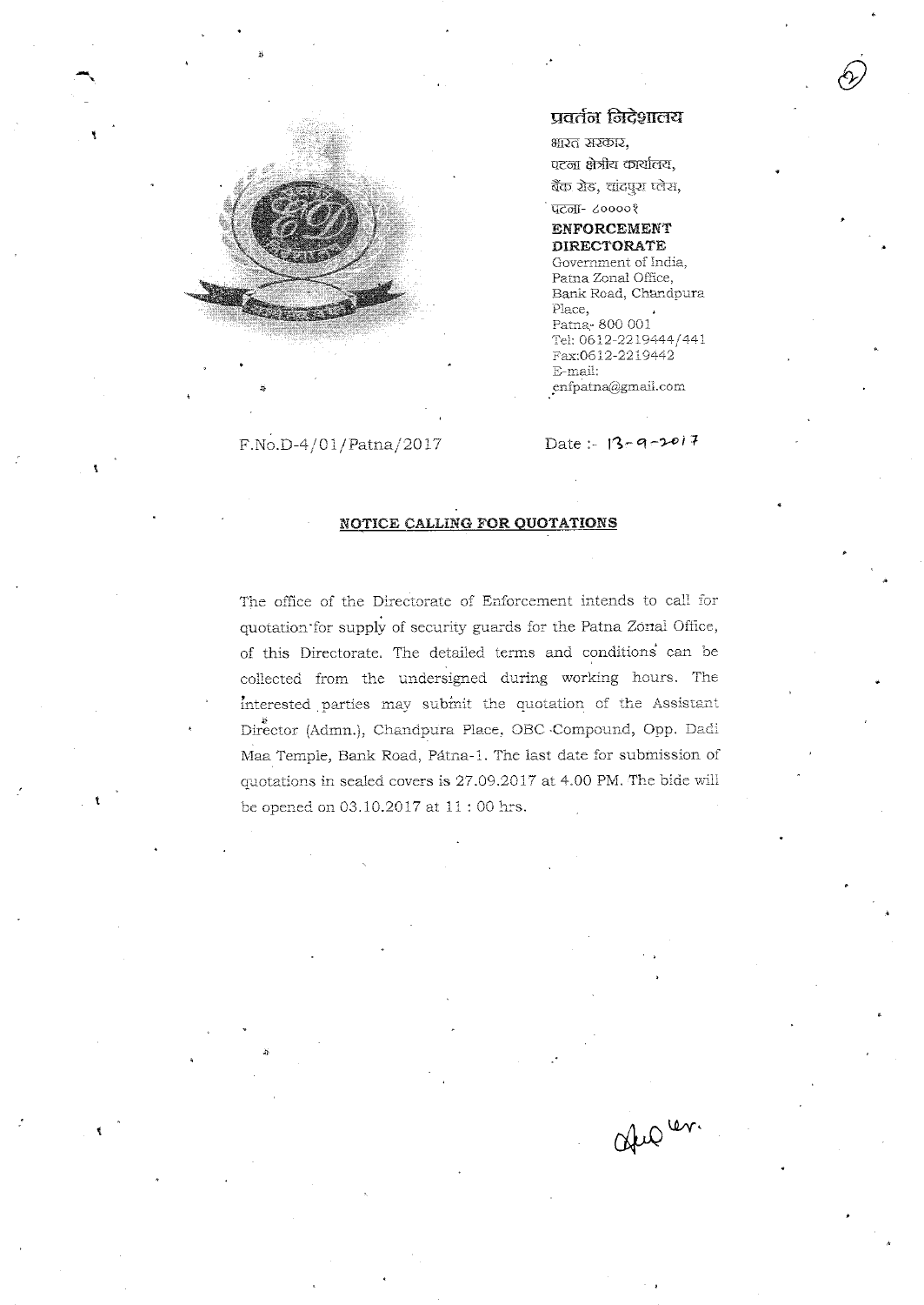प्रवर्तन निदेशालय
भारत सरकार,
पटना क्षेत्रीय कार्यालय,
बैंक रोड, चांदपुरा प्लेस,
पटना- ८००००१

**ENFORCEMENT DIRECTORATE**
Government of India,
Patna Zonal Office,
Bank Road, Chandpura Place,
Patna- 800 001
Tel: 0612-2219444/441
Fax:0612-2219442
E-mail:
enfpatna@gmail.com

F.No.D-4/01/Patna/2017

Date :- 13-9-2017

## NOTICE CALLING FOR QUOTATIONS

The office of the Directorate of Enforcement intends to call for quotation for supply of security guards for the Patna Zonal Office, of this Directorate. The detailed terms and conditions can be collected from the undersigned during working hours. The interested parties may submit the quotation of the Assistant Director (Admn.), Chandpura Place, OBC Compound, Opp. Dadi Maa Temple, Bank Road, Pátna-1. The last date for submission of quotations in sealed covers is 27.09.2017 at 4.00 PM. The bide will be opened on 03.10.2017 at 11 : 00 hrs.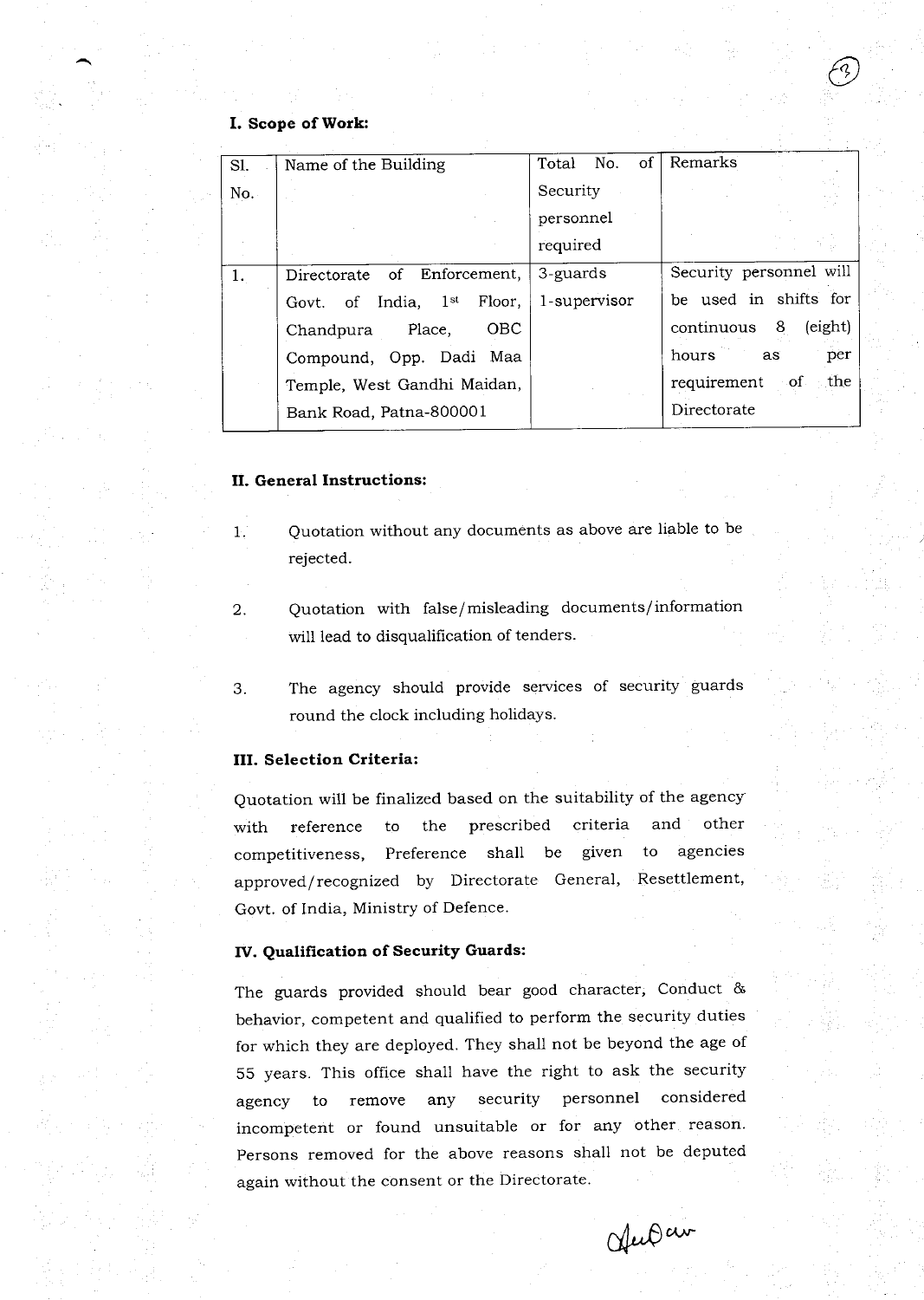**I. Scope of Work:**

| Sl. No. | Name of the Building | Total No. of Security personnel required | Remarks |
|---|---|---|---|
| 1. | Directorate of Enforcement, Govt. of India, 1st Floor, Chandpura Place, OBC Compound, Opp. Dadi Maa Temple, West Gandhi Maidan, Bank Road, Patna-800001 | 3-guards<br>1-supervisor | Security personnel will be used in shifts for continuous 8 (eight) hours as per requirement of the Directorate |

**II. General Instructions:**

1. Quotation without any documents as above are liable to be rejected.

2. Quotation with false/misleading documents/information will lead to disqualification of tenders.

3. The agency should provide services of security guards round the clock including holidays.

**III. Selection Criteria:**

Quotation will be finalized based on the suitability of the agency with reference to the prescribed criteria and other competitiveness, Preference shall be given to agencies approved/recognized by Directorate General, Resettlement, Govt. of India, Ministry of Defence.

**IV. Qualification of Security Guards:**

The guards provided should bear good character, Conduct & behavior, competent and qualified to perform the security duties for which they are deployed. They shall not be beyond the age of 55 years. This office shall have the right to ask the security agency to remove any security personnel considered incompetent or found unsuitable or for any other reason. Persons removed for the above reasons shall not be deputed again without the consent or the Directorate.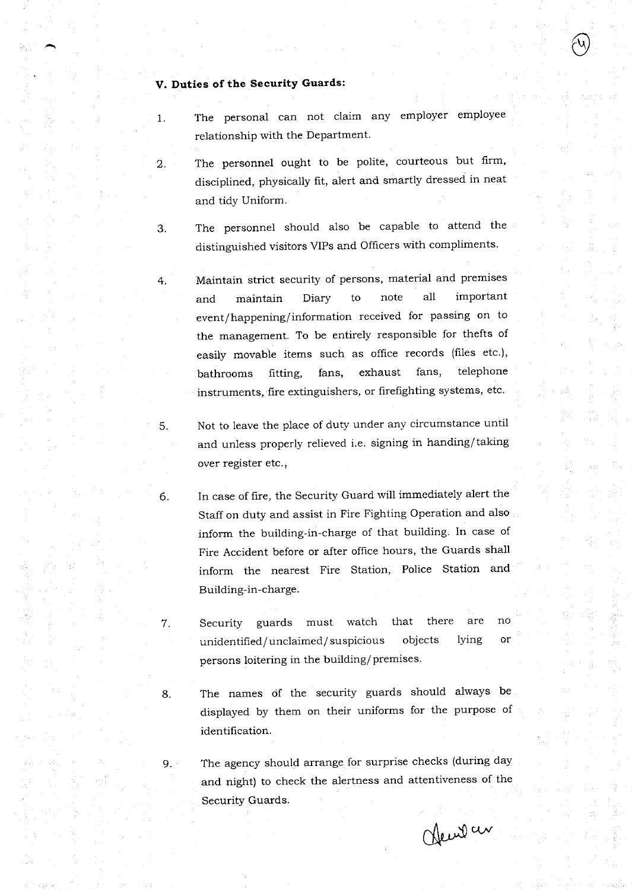## V. Duties of the Security Guards:

1. The personal can not claim any employer employee relationship with the Department.

2. The personnel ought to be polite, courteous but firm, disciplined, physically fit, alert and smartly dressed in neat and tidy Uniform.

3. The personnel should also be capable to attend the distinguished visitors VIPs and Officers with compliments.

4. Maintain strict security of persons, material and premises and maintain Diary to note all important event/happening/information received for passing on to the management. To be entirely responsible for thefts of easily movable items such as office records (files etc.), bathrooms fitting, fans, exhaust fans, telephone instruments, fire extinguishers, or firefighting systems, etc.

5. Not to leave the place of duty under any circumstance until and unless properly relieved i.e. signing in handing/taking over register etc.,

6. In case of fire, the Security Guard will immediately alert the Staff on duty and assist in Fire Fighting Operation and also inform the building-in-charge of that building. In case of Fire Accident before or after office hours, the Guards shall inform the nearest Fire Station, Police Station and Building-in-charge.

7. Security guards must watch that there are no unidentified/unclaimed/suspicious objects lying or persons loitering in the building/premises.

8. The names of the security guards should always be displayed by them on their uniforms for the purpose of identification.

9. The agency should arrange for surprise checks (during day and night) to check the alertness and attentiveness of the Security Guards.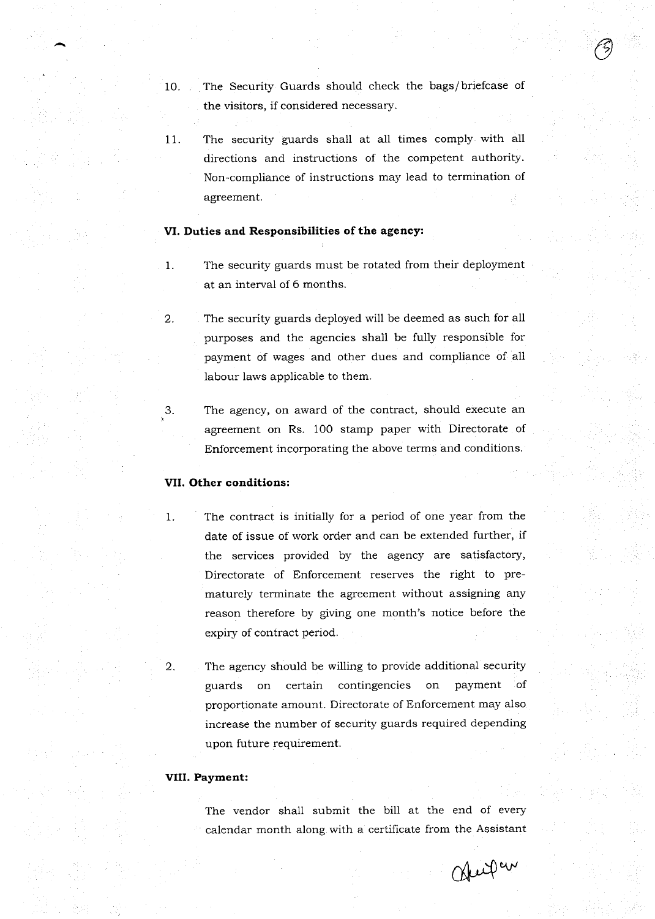10. The Security Guards should check the bags/briefcase of the visitors, if considered necessary.

11. The security guards shall at all times comply with all directions and instructions of the competent authority. Non-compliance of instructions may lead to termination of agreement.

**VI. Duties and Responsibilities of the agency:**

1. The security guards must be rotated from their deployment at an interval of 6 months.

2. The security guards deployed will be deemed as such for all purposes and the agencies shall be fully responsible for payment of wages and other dues and compliance of all labour laws applicable to them.

3. The agency, on award of the contract, should execute an agreement on Rs. 100 stamp paper with Directorate of Enforcement incorporating the above terms and conditions.

**VII. Other conditions:**

1. The contract is initially for a period of one year from the date of issue of work order and can be extended further, if the services provided by the agency are satisfactory, Directorate of Enforcement reserves the right to pre-maturely terminate the agreement without assigning any reason therefore by giving one month's notice before the expiry of contract period.

2. The agency should be willing to provide additional security guards on certain contingencies on payment of proportionate amount. Directorate of Enforcement may also increase the number of security guards required depending upon future requirement.

**VIII. Payment:**

The vendor shall submit the bill at the end of every calendar month along with a certificate from the Assistant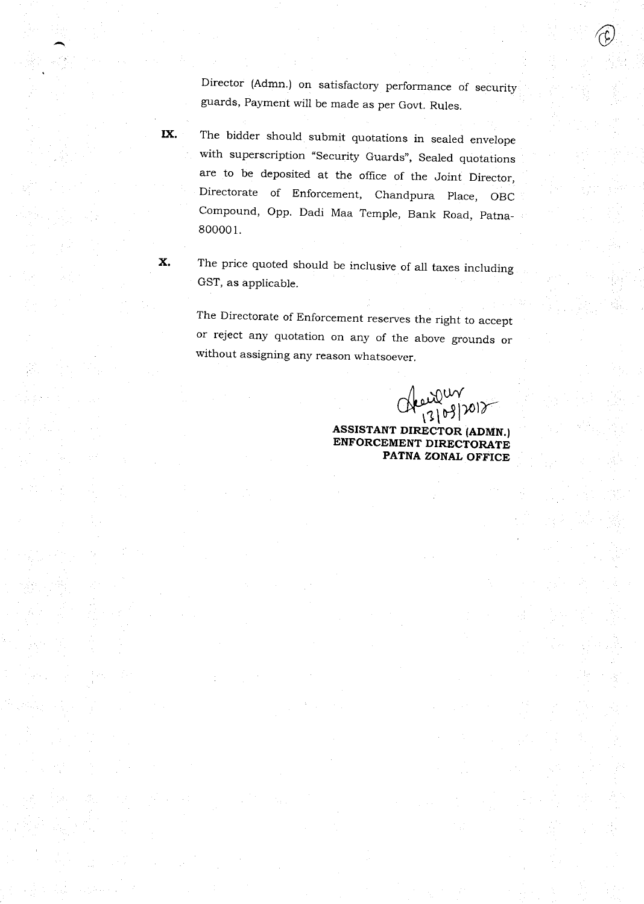Director (Admn.) on satisfactory performance of security guards, Payment will be made as per Govt. Rules.

IX. The bidder should submit quotations in sealed envelope with superscription "Security Guards", Sealed quotations are to be deposited at the office of the Joint Director, Directorate of Enforcement, Chandpura Place, OBC Compound, Opp. Dadi Maa Temple, Bank Road, Patna-800001.

X. The price quoted should be inclusive of all taxes including GST, as applicable.

The Directorate of Enforcement reserves the right to accept or reject any quotation on any of the above grounds or without assigning any reason whatsoever.

13/09/2017

**ASSISTANT DIRECTOR (ADMN.)**
**ENFORCEMENT DIRECTORATE**
**PATNA ZONAL OFFICE**